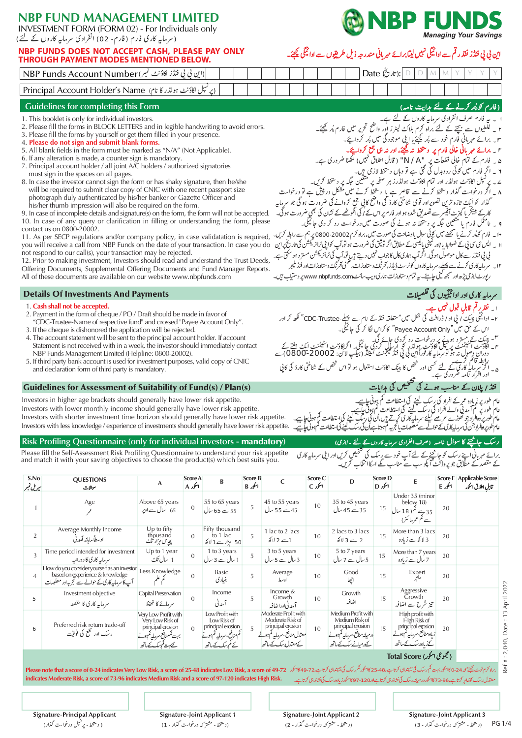# NBP FUND MANAGEMENT LIMITED

INVESTMENT FORM (FORM 02) - For Individuals only
(سرمایہ کاری فارم (فارم- 02) انفرادی سرمایہ کاروں کے لئے)

**NBP FUNDS**
*Managing Your Savings*

**NBP FUNDS DOES NOT ACCEPT CASH, PLEASE PAY ONLY THROUGH PAYMENT MODES MENTIONED BELOW.**

**این بی پی فنڈز نقد رقم سے ادائیگی نہیں لیتا برائے مہربانی مندرجہ ذیل طریقوں سے ادائیگی کیجئے۔**

| NBP Funds Account Number (این بی پی فنڈز اکاؤنٹ نمبر) | | Date (تاریخ): D D M M Y Y Y Y |
|---|---|---|
| Principal Account Holder's Name (پرنسپل اکاؤنٹ ہولڈر کا نام) | | |

## Guidelines for completing this Form
## (فارم کو پُر کرنے کے لئے ہدایت نامہ)

1. This booklet is only for individual investors.
2. Please fill the forms in BLOCK LETTERS and in legible handwriting to avoid errors.
3. Please fill the forms by yourself or get them filled in your presence.
4. **Please do not sign and submit blank forms.**
5. All blank fields in the form must be marked as "N/A" (Not Applicable).
6. If any alteration is made, a counter sign is mandatory.
7. Principal account holder / all joint A/C holders / authorized signatories must sign in the spaces on all pages.
8. In case the investor cannot sign the form or has shaky signature, then he/she will be required to submit clear copy of CNIC with one recent passport size photograph duly authenticated by his/her banker or Gazette Officer and his/her thumb impression will also be required on the form.
9. In case of incomplete details and signature(s) on the form, the form will not be accepted.
10. In case of any query or clarification in filling or understanding the form, please contact us on 0800-20002.
11. As per SECP regulations and/or company policy, in case validation is required, you will receive a call from NBP Funds on the date of your transaction. In case you do not respond to our call(s), your transaction may be rejected.
12. Prior to making investment, Investors should read and understand the Trust Deeds, Offering Documents, Supplemental Offering Documents and Fund Manager Reports. All of these documents are available on our website www.nbpfunds.com

۱۔ یہ فارم صرف انفرادی سرمایہ کاروں کے لئے ہے۔
۲۔ غلطیوں سے بچنے کے لئے براہِ کرم بلاک لیٹرز اور واضح تحریر میں فارم پُر کیجئے۔
۳۔ برائے مہربانی فارم خود سے پُر کیجئے یا اپنی موجودگی میں پُر کروایئے۔
۴۔ **برائے مہربانی خالی فارم پر دستخط نہ کیجئے، اور نہ ہی جمع کروایئے۔**
۵۔ فارم کے تمام خالی قطعات پر "N / A" (قابل اطلاق نہیں) لکھنا ضروری ہے۔
۶۔ اگر فارم میں کوئی ردوبدل کی گئی ہے تو وہاں دستخط لازمی ہیں۔
۷۔ پرنسپل اکاؤنٹ ہولڈر اور تمام اکاؤنٹ ہولڈرز ہر صفحہ پر متعین جگہ پر دستخط کریں۔
۸۔ اگر درخواست گذار دستخط کرنے سے قاصر ہے یا دستخط کرنے میں مشکل درپیش ہے تو درخواست گذار کو ایک تازہ ترین تصویر اور قومی شناختی کارڈ کی واضح کاپی جمع کروانے کی ضرورت ہوگی جو سرمایہ کار کے بینکر یا گیزٹ آفیسر سے تصدیق شدہ ہو اور فارم پر اس کے انگوٹھے کے نشان کی بھی ضرورت ہوگی۔
۹۔ نامکمل فارم یا متعین جگہ پر دستخط نہ ہونے کی صورت میں درخواست رد کر دی جائیگی۔
۱۰۔ فارم کو پُر کرنے یا سمجھنے میں کوئی سوال یا وضاحت کی صورت میں، براہِ کرم 0800-20002 پر ہم سے رابطہ کریں۔
۱۱۔ ایس ای سی پی کے ضوابط یا اور کمپنی پالیسی کے مطابق اگر توثیق کی ضرورت ہو تو آپ کو اپنی ٹرانزیکشن کی تاریخ پر این بی پی فنڈز سے کال موصول ہوگی۔ اگر آپ ہماری کال کا جواب نہیں دیتے ہیں تو آپ کی ٹرانزیکشن مسترد ہو سکتی ہے۔
۱۲۔ سرمایہ کاری کرنے سے پہلے، سرمایہ کاروں کو ٹرسٹ ڈیڈز، آفرنگ دستاویزات، ضمنی آفرنگ دستاویزات اور فنڈ مینیجر رپورٹ لازمی پڑھ اور سمجھ لینی چاہئے۔ یہ تمام دستاویزات ہماری ویب سائٹ www.nbpfunds.com پر دستیاب ہیں۔

## Details Of Investments And Payments
## سرمایہ کاری اور ادائیگیوں کی تفصیلات

1. **Cash shall not be accepted.**
2. Payment in the form of cheque / PO / Draft should be made in favor of "CDC-Trustee-Name of respective fund" and crossed "Payee Account Only".
3. If the cheque is dishonored the application will be rejected.
4. The account statement will be sent to the principal account holder. If account Statement is not received with in a week, the investor should immediately contact NBP Funds Management Limited (Helpline: 0800-20002).
5. If third party bank account is used for investment purposes, valid copy of CNIC and declaration form of third party is mandatory.

۱۔ **نقد رقم قابل قبول نہیں ہے۔**
۲۔ ادائیگی چیک / پی او / ڈرافٹ کی شکل میں "متعلقہ فنڈ کے نام سے پہلے CDC-Trustee" لکھ کر اور اس کے حق میں "Payee Account Only" کا کراس لگا کر کی جائیگی۔
۳۔ چیک کے مسترد ہونے پر درخواست رد کردی جائے گی۔
۴۔ اکاؤنٹ اسٹیٹمنٹ پرنسپل اکاؤنٹ ہولڈر کو ارسال کی جائیگی۔ اگر اکاؤنٹ اسٹیٹمنٹ ایک ہفتے کے دوران وصول نہ ہو تو سرمایہ کار فوراً این بی پی فنڈ مینجمنٹ لمیٹڈ (ہیلپ لائن: 0800-20002) سے رابطہ قائم کرے۔
۵۔ اگر سرمایہ کاری کے لئے کسی اور شخص کا بینک اکاؤنٹ استعمال ہو تو اس شخص کے شناختی کارڈ کی کاپی اور اقرار نامہ ضروری ہے۔

## Guidelines for Assessment of Suitability of Fund(s) / Plan(s)
## فنڈ / پلان کے مناسب ہونے کی تشخیص کی ہدایات

Investors in higher age brackets should generally have lower risk appetite.
Investors with lower monthly income should generally have lower risk appetite.
Investors with shorter investment time horizon should generally have lower risk appetite.
Investors with less knowledge / experience of investments should generally have lower risk appetite.

عام طور پر زیادہ عمر کے افراد کی رسک لینے کی استطاعت کم ہونی چاہیے۔
عام طور پر کم آمدنی والے افراد کی رسک لینے کی استطاعت کم ہونی چاہیے۔
عام طور پر وہ افراد جو تھوڑے عرصے کیلئے سرمایہ کاری کرتے ہیں، ان کی رسک لینے کی استطاعت کم ہونی چاہیے۔
عام طور پر وہ افراد جن کی سرمایہ کاری کے حوالے سے معلومات یا تجربہ کم ہو ان کی رسک لینے کی استطاعت کم ہونی چاہیے۔

## Risk Profiling Questionnaire (only for individual investors - mandatory)
## رسک جانچنے کا سوال نامہ (صرف انفرادی سرمایہ کاروں کے لئے - لازمی)

Please fill the Self-Assessment Risk Profiling Questionnaire to understand your risk appetite and match it with your saving objectives to choose the product(s) which best suits you.

برائے مہربانی اپنے رسک کو جانچنے کے لئے آپ خود سے رسک کی تشخیص کریں اور اپنی سرمایہ کاری کے مقصد کے مطابق جو پروڈکٹ آپ کو سب سے مناسب لگے اسکا انتخاب کریں۔

| S.No سیریل نمبر | QUESTIONS سوالات | A | Score A اسکور A | B | Score B اسکور B | C | Score C اسکور C | D | Score D اسکور D | E | Score E اسکور E | Applicable Score قابل اطلاق اسکور |
|---|---|---|---|---|---|---|---|---|---|---|---|---|
| 1 | Age عمر | Above 65 years 65 سال سے اوپر | 0 | 55 to 65 years 55 سے 65 سال | 5 | 45 to 55 years 45 سے 55 سال | 10 | 35 to 45 years 35 سے 45 سال | 15 | Under 35 (minor below 18) 18 سال سے 35 (کم عمر سے کم) | 20 | |
| 2 | Average Monthly Income اوسطاً ماہانہ آمدنی | Up to fifty thousand پچاس ہزار تک | 0 | Fifty thousand to 1 lac 50 ہزار سے 1 لاکھ | 5 | 1 lac to 2 lacs 1 سے 2 لاکھ | 10 | 2 lacs to 3 lacs 2 سے 3 لاکھ | 15 | More than 3 lacs 3 لاکھ سے زیادہ | 20 | |
| 3 | Time period intended for investment سرمایہ کاری کا دورانیہ | Up to 1 year 1 سال تک | 0 | 1 to 3 years 1 سال سے 3 سال | 5 | 3 to 5 years 3 سال سے 5 سال | 10 | 5 to 7 years 5 سال سے 7 سال | 15 | More than 7 years 7 سال سے زیادہ | 20 | |
| 4 | How do you consider yourself as an investor based on experience & knowledge آپ سرمایہ کاری کے حوالے سے تجربہ اور معلومات | Less Knowledge کم علم | 0 | Basic بنیادی | 5 | Average اوسط | 10 | Good اچھا | 15 | Expert ماہر | 20 | |
| 5 | Investment objective سرمایہ کاری کا مقصد | Capital Preservation سرمائے کا تحفظ | 0 | Income آمدنی | 5 | Income & Growth آمدنی اور اضافہ | 10 | Growth اضافہ | 15 | Aggressive Growth تیز شرح سے اضافہ | 20 | |
| 6 | Preferred risk return trade-off رسک اور نفع کی فوقیت | Very Low Profit with Very Low Risk of principal erosion بہت کم منافع، سرمایہ کم ہونے کے بہت کم رسک کے ساتھ | 0 | Low Profit with Low Risk of principal erosion کم منافع، سرمایہ کم ہونے کے کم رسک کے ساتھ | 5 | Moderate Profit with Moderate Risk of principal erosion معتدل منافع، سرمایہ کم ہونے کے معتدل رسک کے ساتھ | 10 | Medium Profit with Medium Risk of principal erosion درمیانہ منافع، سرمایہ کم ہونے کے درمیانے رسک کے ساتھ | 15 | High profit with High Risk of principal erosion زیادہ منافع، سرمایہ کم ہونے کے زیادہ رسک کے ساتھ | 20 | |
| | | | | | | | | | | | **Total Score (مجموعی اسکور)** | |

**Please note that a score of 0-24 indicates Very Low Risk, a score of 25-48 indicates Low Risk, a score of 49-72 indicates Moderate Risk, a score of 73-96 indicates Medium Risk and a score of 97-120 indicates High Risk.**

**براہِ کرم نوٹ کیجئے کہ 0-24 کا اسکور بہت کم رسک کی نشاندہی کرتا ہے، 25-48 کا اسکور کم رسک کی نشاندہی کرتا ہے، 49-72 کا اسکور معتدل رسک کو ظاہر کرتا ہے، 73-96 کا اسکور درمیانہ رسک کی نشاندہی کرتا ہے، 97-120 کا اسکور زیادہ رسک کی نشاندہی کرتا ہے۔**

| Signature-Principal Applicant (دستخط - پرنسپل درخواست گذار) | Signature-Joint Applicant 1 (دستخط - مشترکہ درخواست گذار - 1) | Signature-Joint Applicant 2 (دستخط - مشترکہ درخواست گذار - 2) | Signature-Joint Applicant 3 (دستخط - مشترکہ درخواست گذار - 3) |
|---|---|---|---|

Ref # : 2,040, Date : 13 April 2022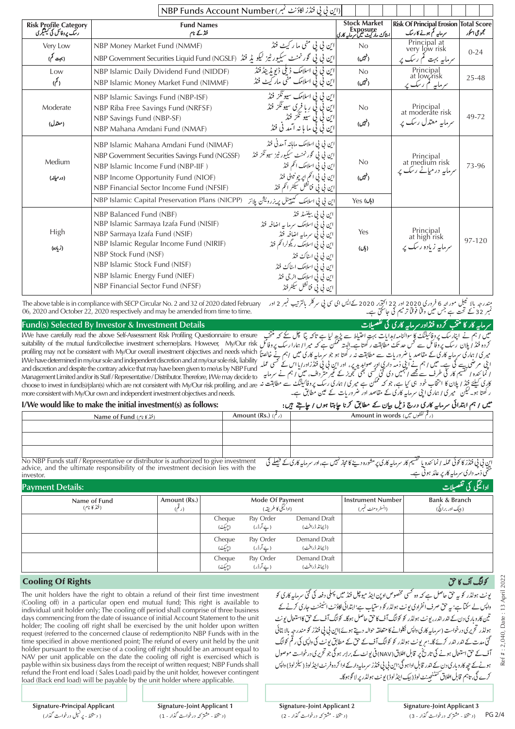NBP Funds Account Number (این بی پی فنڈز اکاؤنٹ نمبر)

| Risk Profile Category رسک پروفائل کی کیٹیگری | Fund Names فنڈ کے نام | Stock Market Exposure اسٹاک مارکیٹ میں سرمایہ کاری | Risk Of Principal Erosion سرمایہ کم ہونے کا رسک | Total Score مجموعی اسکور |
|---|---|---|---|---|
| Very Low (بہت کم) | NBP Money Market Fund (NMMF) این بی پی منی مارکیٹ فنڈ<br>NBP Government Securities Liquid Fund (NGSLF) این بی پی گورنمنٹ سیکیورٹیز لیکویڈ فنڈ | No (نہیں) | Principal at very low risk سرمایہ بہت کم رسک پر | 0-24 |
| Low (کم) | NBP Islamic Daily Dividend Fund (NIDDF) این بی پی اسلامک ڈیلی ڈیویڈینڈ فنڈ<br>NBP Islamic Money Market Fund (NIMMF) این بی پی اسلامک منی مارکیٹ فنڈ | No (نہیں) | Principal at low risk سرمایہ کم رسک پر | 25-48 |
| Moderate (معتدل) | NBP Islamic Savings Fund (NBP-ISF) این بی پی اسلامک سیونگز فنڈ<br>NBP Riba Free Savings Fund (NRFSF) این بی پی ربا فری سیونگز فنڈ<br>NBP Savings Fund (NBP-SF) این بی پی سیونگز فنڈ<br>NBP Mahana Amdani Fund (NMAF) این بی پی ماہانہ آمدنی فنڈ | No (نہیں) | Principal at moderate risk سرمایہ معتدل رسک پر | 49-72 |
| Medium (درمیانہ) | NBP Islamic Mahana Amdani Fund (NIMAF) این بی پی اسلامک ماہانہ آمدنی فنڈ<br>NBP Government Securities Savings Fund (NGSSF) این بی پی گورنمنٹ سیکیورٹیز سیونگز فنڈ<br>NBP Islamic Income Fund (NBP-IIF) این بی پی اسلامک انکم فنڈ<br>NBP Income Opportunity Fund (NIOF) این بی پی انکم اپرچونیٹی فنڈ<br>NBP Financial Sector Income Fund (NFSIF) این بی پی فنانشل سیکٹر انکم فنڈ | No (نہیں) | Principal at medium risk سرمایہ درمیانے رسک پر | 73-96 |
| | NBP Islamic Capital Preservation Plans (NICPP) این بی پی اسلامک کیپیٹل پریزرویشن پلانز | Yes (ہاں) | | |
| High (زیادہ) | NBP Balanced Fund (NBF) این بی پی بیلنسڈ فنڈ<br>NBP Islamic Sarmaya Izafa Fund (NISIF) این بی پی اسلامک سرمایہ اضافہ فنڈ<br>NBP Sarmaya Izafa Fund (NSIF) این بی پی سرمایہ اضافہ فنڈ<br>NBP Islamic Regular Income Fund (NIRIF) این بی پی اسلامک ریگولر انکم فنڈ<br>NBP Stock Fund (NSF) این بی پی اسٹاک فنڈ<br>NBP Islamic Stock Fund (NISF) این بی پی اسلامک اسٹاک فنڈ<br>NBP Islamic Energy Fund (NIEF) این بی پی اسلامک انرجی فنڈ<br>NBP Financial Sector Fund (NFSF) این بی پی فنانشل سیکٹر فنڈ | Yes (ہاں) | Principal at high risk سرمایہ زیادہ رسک پر | 97-120 |

The above table is in compliance with SECP Circular No. 2 and 32 of 2020 dated February 06, 2020 and October 22, 2020 respectively and may be amended from time to time.

مندرجہ بالا ٹیبل مورخہ 6 فروری 2020 اور 22 اکتوبر 2020 کے ایس ای سی پی سرکلر بالترتیب نمبر 2 اور نمبر 32 کے تحت ہے جس میں وقتاً فوقتاً ترمیم کی جا سکتی ہے۔

## Fund(s) Selected By Investor & Investment Details

## سرمایہ کار کا منتخب کردہ فنڈز اور سرمایہ کاری کی تفصیلات

I/We have carefully read the above Self-Assessment Risk Profiling Questionnaire to ensure suitability of the mutual fund/collective investment scheme/plans. However, My/Our risk profiling may not be consistent with My/Our overall investment objectives and needs which I/We have determined in my/our sole and independent discretion and at my/our sole risk, liability and discretion and despite the contrary advice that may have been given to me/us by NBP Fund Management Limited and/or its Staff / Representative / Distributor. Therefore, I/We may decide to choose to invest in fund(s)/plan(s) which are not consistent with My/Our risk profiling, and are more consistent with My/Our own and independent investment objectives and needs.

میں / ہم نے اپنا رسک پروفائلنگ کا سوالنامہ/ہدایات بہت احتیاط سے پڑھ لیا ہے تاکہ پتا چل سکے کہ منتخب کردہ فنڈ / پلان رسک پروفائل سے کس حد تک مطابقت رکھتا ہے۔ البتہ ممکن ہے کہ میرا / ہمارا رسک پروفائل میری / ہماری سرمایہ کاری کے مقاصد یا ضروریات سے مطابقت نہ رکھتا ہو جو سرمایہ کاری میں / ہم نے خالصتاً اپنی مرضی سے کی ہے۔ میں / ہم نے اپنی ذمہ داری اور صوابدید پر، اور این بی پی فنڈز اور/یا اس کے کسی عملہ / نمائندہ / تقسیم کار کی طرف سے مجھے / ہمیں دی گئی کسی بھی تجویز کے برخلاف، میں / ہم نے سرمایہ کاری کیلئے فنڈ / پلان کا انتخاب خود ہی کیا ہے، جو کہ ممکن ہے میری / ہماری رسک پروفائلنگ سے مطابقت نہ رکھتا ہو۔ لیکن میری / ہماری اپنی سرمایہ کاری کے مقاصد اور ضروریات کے عین مطابق ہے۔

**I/We would like to make the initial investment(s) as follows:**

**میں / ہم ابتدائی سرمایہ کاری درج ذیل بیان کے مطابق کرنا چاہتا ہوں / چاہتے ہیں:**

| Name of Fund (فنڈ کا نام) | Amount (Rs.) (رقم) | Amount in words (رقم لفظوں میں) |
|---|---|---|
| | | |
| | | |
| | | |

No NBP Funds staff / Representative or distributor is authorized to give investment advice, and the ultimate responsibility of the investment decision lies with the investor.

این بی پی فنڈز کا کوئی عملہ / نمائندہ یا تقسیم کار سرمایہ کاری پر مشورہ دینے کا مجاز نہیں ہے، اور سرمایہ کاری کے فیصلے کی حتمی ذمہ داری سرمایہ کار پر عائد ہوتی ہے۔

## Payment Details:

## ادائیگی کی تفصیلات

| Name of Fund (فنڈ کا نام) | Amount (Rs.) (رقم) | Mode Of Payment (ادائیگی کا طریقہ) | | | Instrument Number (انسٹرومنٹ نمبر) | Bank & Branch (بینک اور برانچ) |
|---|---|---|---|---|---|---|
| | | Cheque (چیک) | Pay Order (پے آرڈر) | Demand Draft (ڈیمانڈ ڈرافٹ) | | |
| | | Cheque (چیک) | Pay Order (پے آرڈر) | Demand Draft (ڈیمانڈ ڈرافٹ) | | |
| | | Cheque (چیک) | Pay Order (پے آرڈر) | Demand Draft (ڈیمانڈ ڈرافٹ) | | |

## Cooling Of Rights

## کولنگ آف کا حق

The unit holders have the right to obtain a refund of their first time investment (Cooling off) in a particular open end mutual fund; This right is available to individual unit holder only; The cooling off period shall comprise of three business days commencing from the date of issuance of initial Account Statement to the unit holder; The cooling off right shall be exercised by the unit holder upon written request (referred to the concerned clause of redemption) to NBP Funds with in the time specified in above mentioned point; The refund of every unit held by the unit holder pursuant to the exercise of a cooling off right should be an equal amount to NAV per unit applicable on the date the cooling off right is exercised which is payable within six business days from the receipt of written request; NBP Funds shall refund the Front end load ( Sales Load) paid by the unit holder, however contingent load (Back end load) will be payable by the unit holder where applicable.

یونٹ ہولڈر کو یہ حق حاصل ہے کہ وہ کسی مخصوص اوپن اینڈ میوچل فنڈ میں پہلی دفعہ کی گئی سرمایہ کاری کو واپس لے سکتا ہے؛ یہ حق صرف انفرادی یونٹ ہولڈر کو دستیاب ہے؛ ابتدائی اکاؤنٹ اسٹیٹمنٹ جاری کرنے کے تین کاروباری دن کے اندر اندر، یونٹ ہولڈر کو کولنگ آف کا حق حاصل ہوگا۔ کولنگ آف کے حق کا استعمال یونٹ ہولڈر تحریری درخواست (سرمایہ کاری واپس نکلوانے کا متعلقہ حوالہ دیتے ہوئے) این بی پی فنڈز کو مندرجہ بالا بتائی گئی مدت کے اندر اندر کرے گا۔ ہر یونٹ ہولڈر کو کولنگ آف کے حق کے مطابق یونٹ کی واپسی کی رقم کولنگ آف کے حق استعمال ہونے کی تاریخ پر قابل اطلاق (NAV) فی یونٹ کے برابر ہوگی جو تحریری درخواست موصول ہونے کے چھ کاروباری دن کے اندر قابل ادا ہوگی؛ این بی پی فنڈز سرمایہ دار کے ادا کردہ فرنٹ اینڈ لوڈ (سیلز لوڈ) واپس کرے گی، تاہم قابل اطلاق کنٹنجنٹ لوڈ (بیک اینڈ لوڈ) یونٹ ہولڈر پر لاگو ہوگا۔

Ref #: 2,040, Date: 13 April 2022

| Signature-Principal Applicant (دستخط - پرنسپل درخواست گذار) | Signature-Joint Applicant 1 (دستخط - مشترکہ درخواست گذار - 1) | Signature-Joint Applicant 2 (دستخط - مشترکہ درخواست گذار - 2) | Signature-Joint Applicant 3 (دستخط - مشترکہ درخواست گذار - 3) |
|---|---|---|---|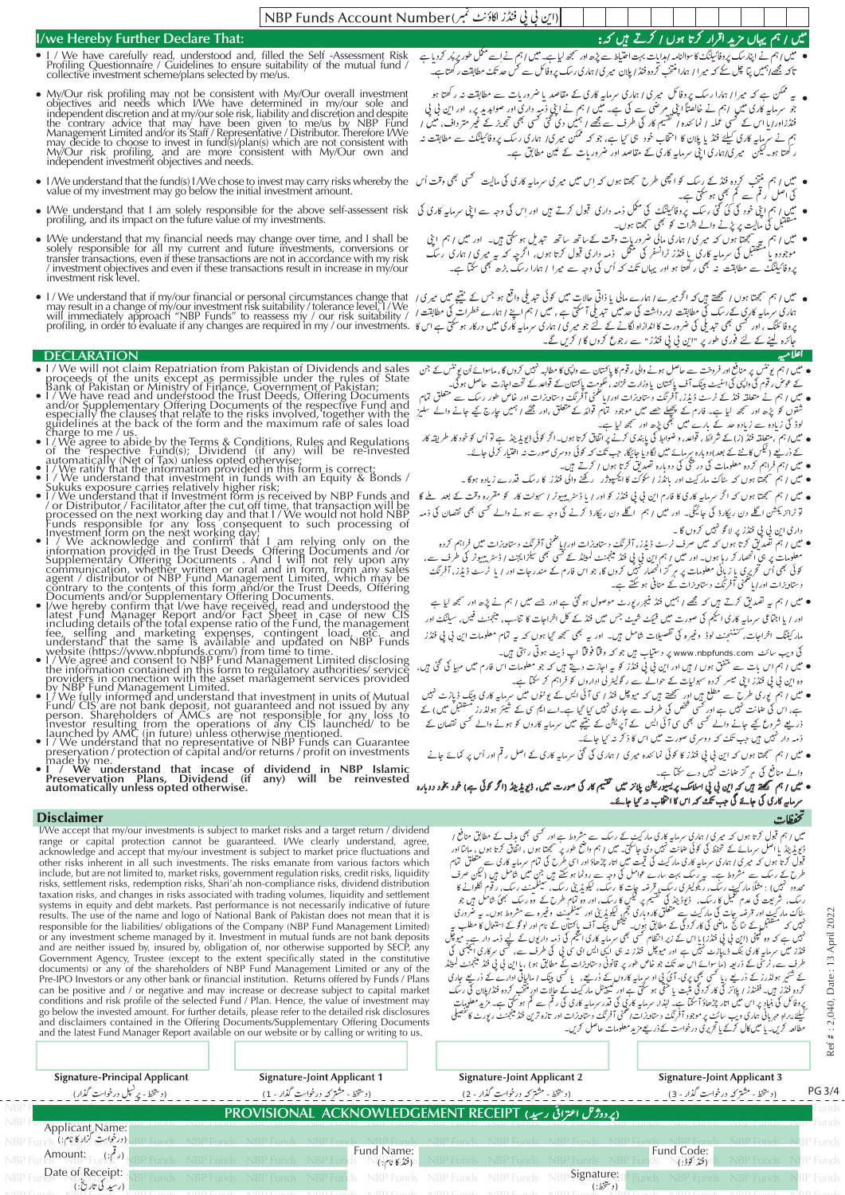NBP Funds Account Number (این بی پی فنڈز اکاؤنٹ نمبر)

## I/we Hereby Further Declare That:

## میں / ہم یہاں مزید اقرار کرتا ہوں / کرتے ہیں کہ:

- I / We have carefully read, understood and, filled the Self -Assessment Risk Profiling Questionnaire / Guidelines to ensure suitability of the mutual fund / collective investment scheme/plans selected by me/us.
- My/Our risk profiling may not be consistent with My/Our overall investment objectives and needs which I/We have determined in my/our sole and independent discretion and at my/our sole risk, liability and discretion and despite the contrary advice that may have been given to me/us by NBP Fund Management Limited and/or its Staff / Representative / Distributor. Therefore I/We may decide to choose to invest in fund(s)/plan(s) which are not consistent with My/Our risk profiling, and are more consistent with My/Our own and independent investment objectives and needs.
- I/We understand that the fund(s) I/We chose to invest may carry risks whereby the value of my investment may go below the initial investment amount.
- I/We understand that I am solely responsible for the above self-assessment risk profiling, and its impact on the future value of my investments.
- I/We understand that my financial needs may change over time, and I shall be solely responsible for all my current and future investments, conversions or transfer transactions, even if these transactions are not in accordance with my risk / investment objectives and even if these transactions result in increase in my/our investment risk level.
- I / We understand that if my/our financial or personal circumstances change that may result in a change of my/our investment risk suitability / tolerance level, I / We will immediately approach "NBP Funds" to reassess my / our risk suitability / profiling, in order to evaluate if any changes are required in my / our investments.

- میں / ہم نے اپنا رسک پروفائیلنگ کا سوالنامہ / ہدایات بہت احتیاط سے پڑھ اور سمجھ لیا ہے۔ میں / ہم نے اسے مکمل طور پر پُر کردیا ہے تاکہ مجھے / ہمیں پتا چل سکے کہ میرا / ہمارا منتخب کردہ فنڈ / پلان میری / ہماری رسک پروفائل سے کس حد تک مطابقت رکھتا ہے۔
- یہ ممکن ہے کہ میرا / ہمارا رسک پروفائل میری / ہماری سرمایہ کاری کے مقاصد یا ضروریات سے مطابقت نہ رکھتا ہو جو سرمایہ کاری میں / ہم نے خالصتاً اپنی مرضی سے کی ہے۔ میں / ہم نے اپنی ذمہ داری اور صوابدید پر، اور این بی پی فنڈز اور / یا اس کے کسی عملہ / نمائندہ / تقسیم کار کی طرف سے مجھے / ہمیں دی گئی کسی بھی تجویز کے غیر متوازن ، میں / ہم نے سرمایہ کاری کیلئے فنڈ یا پلان کا انتخاب خود ہی کیا ہے، جو کہ ممکن میری / ہماری رسک پروفائیلنگ سے مطابقت نہ رکھتا ہو۔ لیکن میری / ہماری اپنی سرمایہ کاری کے مقاصد اور ضروریات کے عین مطابق ہے۔
- میں / ہم یہ سمجھتا ہوں کہ منتخب کردہ فنڈ کے رسک کو اچھی طرح سمجھتا ہوں کہ اس میں میری سرمایہ کاری کی مالیت کسی بھی وقت اُس کی اصل رقم سے کم بھی ہو سکتی ہے۔
- میں / ہم اپنی خود کی گئی رسک پروفائیلنگ کی مکمل ذمہ داری قبول کرتے ہیں اور اس کی وجہ سے اپنی سرمایہ کاری کی مستقبل کی مالیت پر پڑنے والے اثرات کو بھی سمجھتا ہوں۔
- میں / ہم یہ سمجھتا ہوں کہ میری / ہماری مالی ضروریات وقت کے ساتھ ساتھ تبدیل ہو سکتی ہیں۔ اور میں / ہم اپنی موجودہ یا مستقبل کی سرمایہ کاری یا فنڈز ٹرانسفر کی مکمل ذمہ داری قبول کرتا ہوں، اگرچہ کہ یہ میری / ہماری رسک پروفائیلنگ سے مطابقت نہ بھی رکھتا ہو اور یہاں تک کہ اس کی وجہ سے میرا / ہمارا رسک بڑھ بھی سکتا ہے۔
- میں / ہم سمجھتا ہوں / سمجھتے ہیں کہ اگر میرے / ہمارے مالی یا ذاتی حالات میں کوئی تبدیلی واقع ہو جس کے نتیجے میں میری / ہماری سرمایہ کاری کے رسک کی مطابقت / برداشت کی حد میں تبدیلی آسکتی ہے، میں / ہم اپنے / ہمارے خطرات کی مطابقت / پروفائلنگ ، اور کسی بھی تبدیلی کی ضرورت کا اندازہ لگانے کے لئے جو میری / ہماری سرمایہ کاری میں درکار ہو سکتی ہے اس کا جائزہ لینے کے لئے فوری طور پر "این بی پی فنڈز" سے رجوع کروں گا / کریں گے۔

## DECLARATION

## اعلامیہ

- I / We will not claim Repatriation from Pakistan of Dividends and sales proceeds of the units except as permissible under the rules of State Bank of Pakistan or Ministry of Finance, Government of Pakistan;
- I / We have read and understood the Trust Deeds, Offering Documents and/or Supplementary Offering Documents of the respective Fund and especially the clauses that relate to the risks involved, together with the guidelines at the back of the form and the maximum rate of sales load charge to me / us.
- I / We agree to abide by the Terms & Conditions, Rules and Regulations of the respective Fund(s); Dividend (if any) will be re-invested automatically (Net of Tax) unless opted otherwise;
- I / We ratify that the information provided in this form is correct;
- I / We understand that investment in funds with an Equity & Bonds / Sukuks exposure carries relatively higher risk;
- I / We understand that if Investment form is received by NBP Funds and / or Distributor / Facilitator after the cut off time, that transaction will be processed on the next working day and that I / We would not hold NBP Funds responsible for any loss consequent to such processing of Investment form on the next working day;
- I / We acknowledge and confirm that I am relying only on the information provided in the Trust Deeds Offering Documents and /or Supplementary Offering Documents . And I will not rely upon any communication, whether written or oral and in form, from any sales agent / distributor of NBP Fund Management Limited, which may be contrary to the contents of this form and/or the Trust Deeds, Offering Documents and/or Supplementary Offering Documents.
- I/we hereby confirm that I/we have received, read and understood the latest Fund Manager Report and/or Fact Sheet in case of new CIS including details of the total expense ratio of the Fund, the management fee, selling and marketing expenses, contingent load, etc. and understand that the same is available and updated on NBP Funds website (https://www.nbpfunds.com/) from time to time.
- I / We agree and consent to NBP Fund Management Limited disclosing the information contained in this form to regulatory authorities/ service providers in connection with investment management services provided by NBP Fund Management Limited.
- I / We fully informed and understand that investment in units of Mutual Fund/ CIS are not bank deposit, not guaranteed and not issued by any person. Shareholders of AMCs are not responsible for any loss to investor resulting from the operations of any CIS launched/ to be launched by AMC (in future) unless otherwise mentioned.
- I / We understand that no representative of NBP Funds can Guarantee preservation / protection of capital and/or returns / profit on investments made by me.
- **I / We understand that incase of dividend in NBP Islamic Preservation Plans, Dividend (if any) will be reinvested automatically unless opted otherwise.**

- میں / ہم یونٹس پر منافع اور فروخت سے حاصل ہونے والی رقوم کا پاکستان سے واپسی کا مطالبہ نہیں کروں گا، ماسوائے اُن یونٹس کے جن کے عوض رقوم کی واپسی کی اسٹیٹ بینک آف پاکستان یا وزارت خزانہ، حکومت پاکستان کے قواعد کے تحت اجازت حاصل ہوگی۔
- میں / ہم نے متعلقہ فنڈ کے ٹرسٹ ڈیڈز، آفرنگ دستاویزات اور/یا ضمنی آفرنگ دستاویزات اور خاص طور رسک سے متعلق تمام شقوں کو پڑھ اور سمجھ لیا ہے۔ فارم کے پچھلے حصے میں موجود تمام قوائد کے متعلق ،اور مجھے / ہمیں چارج کیے جانے والے سیلز لوڈ کی زیادہ سے زیادہ حد کے بارے میں بھی پڑھ اور سمجھ لیا ہے۔
- میں / ہم ، متعلقہ فنڈ (ز) کے شرائط ، قواعد ، و ضوابط کی پابندی کرنے کا اقرار کرتا ہوں۔ اگر کوئی ڈیویڈینڈ ہے تو اس کو خود کار طریقہ کار کے ذریعے (ٹیکس کاٹنے کے بعد) دوبارہ سرمایے میں لگا دیا جائیگا، جب تک کہ کوئی دوسری صورت نہ اختیار کرلی جائے۔
- میں / ہم فراہم کردہ معلومات کی درستگی کی دوبارہ تصدیق کرتا ہوں / کرتے ہیں۔
- میں / ہم سمجھتا ہوں کہ سٹاک مارکیٹ اور بانڈز / سکوک کا ایکسپوژر رکھنے والی فنڈز کا رسک قدرے زیادہ ہوگا۔
- میں / ہم سمجھتا ہوں کہ اگر سرمایہ کاری کا فارم این بی پی فنڈز کو اور / یا ڈسٹری بیوٹر / سہولت کار کو مقررہ وقت کے بعد ملے گا تو ٹرانزیکشن اگلے دن ریکارڈ کی جائیگی۔ اور میں / ہم اگلے دن ریکارڈ کرنے کی وجہ سے ہونے والے کسی بھی نقصان کی ذمہ داری این بی پی فنڈز پر لاگو نہیں کروں گا۔
- میں / ہم تصدیق کرتا ہوں کہ میں صرف ٹرسٹ ڈیڈز، آفرنگ دستاویزات اور/یا ضمنی آفرنگ دستاویزات میں فراہم کردہ معلومات پر ہی انحصار کر رہا ہوں۔ اور میں / ہم این بی پی فنڈ مینجمنٹ لمیٹڈ کے کسی بھی سیلز ایجنٹ / ڈسٹری بیوٹر کی طرف سے، کوئی بھی اُس تحریری یا زبانی معلومات پر ہرگز انحصار نہیں کروں گا، جو اس فارم کے مندرجات اور / یا ٹرسٹ ڈیڈز، آفرنگ دستاویزات اور/یا ضمنی آفرنگ دستاویزات کے منافی ہو سکتی ہے۔
- میں / ہم یہ تصدیق کرتے ہیں کہ مجھے / ہمیں فنڈ منیجر رپورٹ موصول ہوگئی ہے اور جسے میں / ہم نے پڑھ اور سمجھ لیا ہے اور / یا اجتماعی سرمایہ کاری اسکیم کی صورت میں فیکٹ شیٹ جس میں فنڈ کے کل اخراجات کا تناسب، مینجمنٹ فیس، سیلنگ اور مارکیٹنگ اخراجات، کنٹنجنٹ لوڈ وغیرہ کی تفصیلات شامل ہیں۔ اور یہ بھی سمجھ گیا ہوں کہ یہ تمام معلومات این بی پی فنڈز کی ویب سائٹ www.nbpfunds.com پر دستیاب ہیں جو کہ وقتاً فوقتاً اپ ڈیٹ ہوتی رہتی ہیں۔
- میں / ہم اس بات سے متفق ہوں / ہیں اور این بی پی فنڈز کو یہ اجازت دیتے ہیں کہ جو معلومات اس فارم میں مہیا کی گئی ہیں، وہ این بی پی فنڈز اپنی میسر کردہ سہولیات کے حوالے سے ریگولیٹری اداروں کو فراہم کر سکتا ہے۔
- میں / ہم پوری طرح سے مطلع ہیں اور سمجھتے ہیں کہ میوچل فنڈ / سی آئی ایس کے یونٹوں میں سرمایہ کاری بینک ڈپازٹ نہیں ہے، اس کی ضمانت نہیں ہے اور کسی شخص کی طرف سے جاری نہیں کیا گیا ہے۔ اے ایم سی کے شیئر ہولڈرز مستقبل میں اے ایم سی کے ذریعے شروع کیے جانے والے کسی بھی سی آئی ایس کے آپریشن کے نتیجے میں سرمایہ کاروں کو ہونے والے کسی نقصان کے ذمہ دار نہیں ہیں جب تک کہ دوسری صورت میں اس کا ذکر نہ کیا جائے۔
- میں / ہم سمجھتا ہوں کہ این بی پی فنڈز کا کوئی نمائندہ میری / ہماری کی گئی سرمایہ کاری کے اصل رقم اور اُس پر کمائے جانے والے منافع کی ہرگز ضمانت نہیں دے سکتا ہے۔
- **میں / ہم سمجھتے ہیں کہ این بی پی اسلامک پریزرویشن پلانز میں تقسیم کار کی صورت میں، ڈیویڈینڈ (اگر کوئی ہے) خود بخود دوبارہ سرمایہ کاری کی جائے گی جب تک کہ اس کا انتخاب نہ کیا جائے۔**

## Disclaimer

## تحفظات

I/We accept that my/our investments is subject to market risks and a target return / dividend range or capital protection cannot be guaranteed. I/We clearly understand, agree, acknowledge and accept that my/our investment is subject to market price fluctuations and other risks inherent in all such investments. The risks emanate from various factors which include, but are not limited to, market risks, government regulation risks, credit risks, liquidity risks, settlement risks, redemption risks, Shari'ah non-compliance risks, dividend distribution taxation risks, and changes in risks associated with trading volumes, liquidity and settlement systems in equity and debt markets. Past performance is not necessarily indicative of future results. The use of the name and logo of National Bank of Pakistan does not mean that it is responsible for the liabilities/ obligations of the Company (NBP Fund Management Limited) or any investment scheme managed by it. Investment in mutual funds are not bank deposits and are neither issued by, insured by, obligation of, nor otherwise supported by SECP, any Government Agency, Trustee (except to the extent specifically stated in the constitutive documents) or any of the shareholders of NBP Fund Management Limited or any of the Pre-IPO Investors or any other bank or financial institution. Returns offered by Funds / Plans can be positive and / or negative and may increase or decrease subject to capital market conditions and risk profile of the selected Fund / Plan. Hence, the value of investment may go below the invested amount. For further details, please refer to the detailed risk disclosures and disclaimers contained in the Offering Documents/Supplementary Offering Documents and the latest Fund Manager Report available on our website or by calling or writing to us.

میں / ہم قبول کرتا ہوں کہ میری / ہماری سرمایہ کاری مارکیٹ کے رسک سے مشروط ہے اور کسی بھی ہدف کے مطابق منافع / ڈیویڈینڈ یا اصل سرمایہ کے تحفظ کی کوئی ضمانت نہیں دی جا سکتی۔ میں / ہم واضح طور پر سمجھتا ہوں، اتفاق کرتا ہوں، مانتا اور قبول کرتا ہوں کہ میری / ہماری سرمایہ کاری مارکیٹ کی قیمت میں اتار چڑھاؤ اور اسی طرح کی تمام سرمایہ کاری سے متعلق تمام طرح کے رسک سے مشروط ہے۔ یہ رسک بہت سارے عوامل کی وجہ سے رونما ہو سکتے ہیں جن میں شامل ہیں (لیکن صرف محدود نہیں) : مثلاً مارکیٹ رسک، ریگولیٹری رسک، قرض جات کا رسک، لیکویڈیٹی رسک، سیٹلمنٹ رسک، رقم نکلوانے کا رسک، شریعت کی عدم تعمیل کا رسک، ڈیویڈنڈ کی تقسیم پر ٹیکس کا رسک، اور وہ تمام طرح کے دوسرے رسک بھی شامل ہیں جو سٹاک مارکیٹ اور قرض جات کی مارکیٹ میں تجارتی حجم، لیکویڈیٹی اور سیٹلمنٹ وغیرہ سے مشروط ہوں۔ یہ ضروری نہیں کہ مستقبل کے نتائج ماضی کی کارکردگی کے مطابق ہوں۔ نیشنل بینک آف پاکستان کے نام اور لوگو کے استعمال کا مطلب یہ نہیں ہے کہ وہ کمپنی (این بی پی فنڈز) یا اس کے زیر انتظام کسی بھی سرمایہ کاری اسکیم کی ذمہ داریوں کے لیے ذمہ دار ہے۔ میوچل فنڈز میں سرمایہ کاری بینک ڈپازٹ نہیں ہے اور میوچل فنڈز نہ تو ایس ای سی پی کی طرف سے، کسی سرکاری ایجنسی کی طرف سے ، ٹرسٹی کے ذریعہ (ماسوائے اس حد تک جو خاص طور پر قانونی دستاویزات کے مطابق ہو) یا این بی پی فنڈ مینجمنٹ لمیٹڈ کے شیئر ہولڈرز کے ذریعے یا کسی بھی پری - آئی پی او سرمایہ کاروں کے ذریعے یا کسی بینک / مالیاتی ادارے کے ذریعے جاری کردہ فنڈز ہیں۔ فنڈز / پلانز کی کارکردگی مثبت یا منفی ہو سکتی ہے اور کیپیٹل مارکیٹ کے حالات اور منتخب کردہ فنڈ/پلان کی رسک پروفائل کی بنیاد پر اس میں اتار چڑھاؤ آسکتا ہے۔ لہٰذا، سرمایہ کاری کی قدر سرمایہ کاری کی رقم سے کم ہو سکتی ہے۔ مزید معلومات کیلئے براہ مہربانی ہماری ویب سائٹ پر موجود آفرنگ دستاویزات / ضمنی آفرنگ دستاویزات اور تازہ ترین فنڈ مینجمنٹ رپورٹ کی تفصیلی مطالعہ کریں۔ یا ہمیں کال کرکے یا تحریری درخواست کے ذریعے مزید معلومات حاصل کریں۔

Ref # : 2,040, Date: 13 April 2022

| Signature-Principal Applicant (دستخط - پرنسپل درخواست گذار) | Signature-Joint Applicant 1 (دستخط - مشترکہ درخواست گذار - 1) | Signature-Joint Applicant 2 (دستخط - مشترکہ درخواست گذار - 2) | Signature-Joint Applicant 3 (دستخط - مشترکہ درخواست گذار - 3) |
|---|---|---|---|
| | | | |

## PROVISIONAL ACKNOWLEDGEMENT RECEIPT (پروویژنل اعترافی رسید)

Applicant Name: (درخواست گذار کا نام:)

Amount: (رقم:)

Fund Name: (فنڈ کا نام:)

Fund Code: (فنڈ کوڈ:)

Date of Receipt: (رسید کی تاریخ:)

Signature: (دستخط:)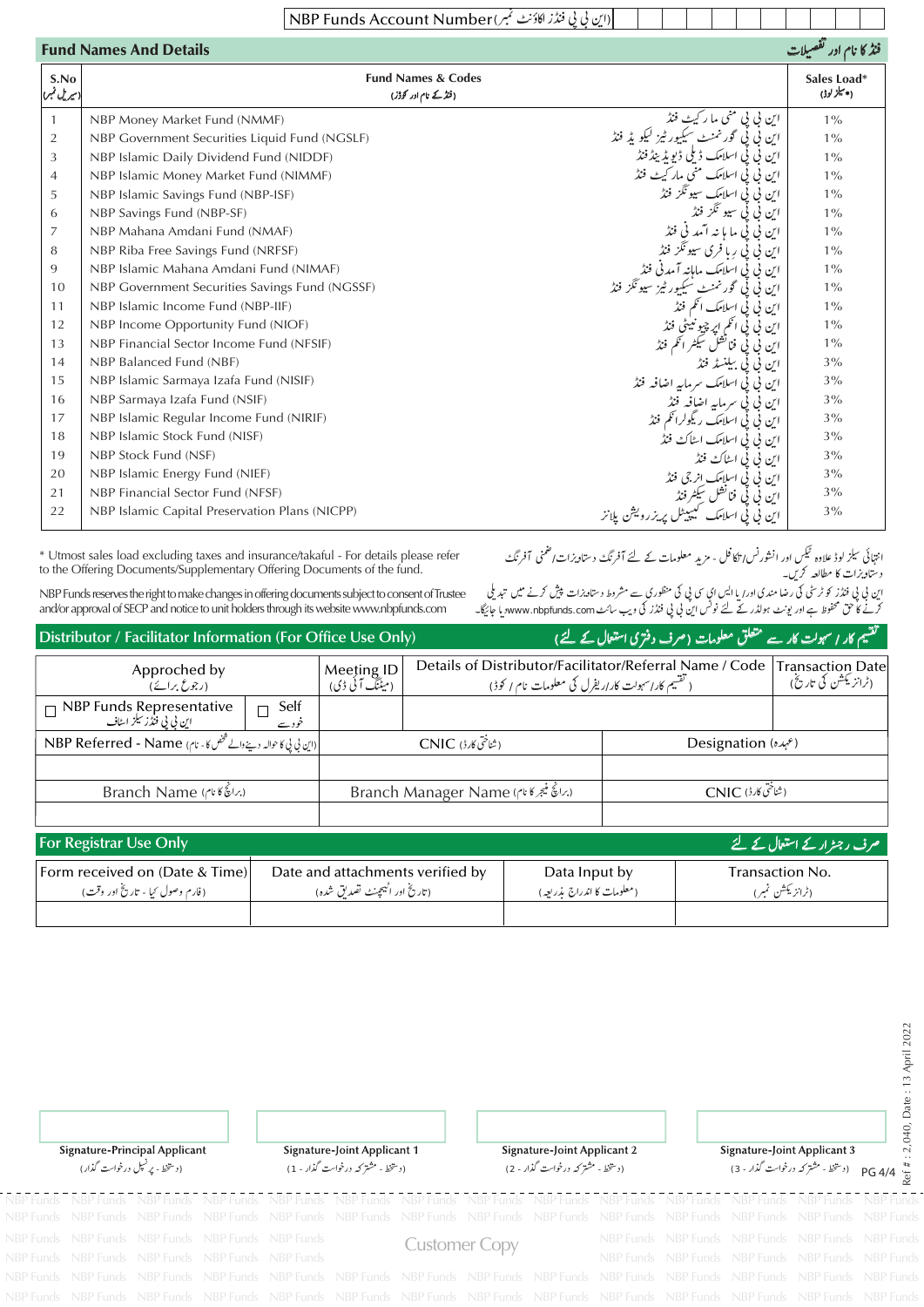NBP Funds Account Number (این بی پی فنڈز اکاؤنٹ نمبر)

## Fund Names And Details فنڈ کا نام اور تفصیلات

| S.No (سیریل نمبر) | Fund Names & Codes (فنڈ کے نام اور کوڈز) | | Sales Load* (*سیلز لوڈ) |
|---|---|---|---|
| 1 | NBP Money Market Fund (NMMF) | این بی پی منی مارکیٹ فنڈ | 1% |
| 2 | NBP Government Securities Liquid Fund (NGSLF) | این بی پی گورنمنٹ سیکیورٹیز لیکوئڈ فنڈ | 1% |
| 3 | NBP Islamic Daily Dividend Fund (NIDDF) | این بی پی اسلامک ڈیلی ڈیویڈینڈ فنڈ | 1% |
| 4 | NBP Islamic Money Market Fund (NIMMF) | این بی پی اسلامک منی مارکیٹ فنڈ | 1% |
| 5 | NBP Islamic Savings Fund (NBP-ISF) | این بی پی اسلامک سیونگز فنڈ | 1% |
| 6 | NBP Savings Fund (NBP-SF) | این بی پی سیونگز فنڈ | 1% |
| 7 | NBP Mahana Amdani Fund (NMAF) | این بی پی ماہانہ آمدنی فنڈ | 1% |
| 8 | NBP Riba Free Savings Fund (NRFSF) | این بی پی ربا فری سیونگز فنڈ | 1% |
| 9 | NBP Islamic Mahana Amdani Fund (NIMAF) | این بی پی اسلامک ماہانہ آمدنی فنڈ | 1% |
| 10 | NBP Government Securities Savings Fund (NGSSF) | این بی پی گورنمنٹ سیکیورٹیز سیونگز فنڈ | 1% |
| 11 | NBP Islamic Income Fund (NBP-IIF) | این بی پی اسلامک انکم فنڈ | 1% |
| 12 | NBP Income Opportunity Fund (NIOF) | این بی پی انکم اپرچیونیٹی فنڈ | 1% |
| 13 | NBP Financial Sector Income Fund (NFSIF) | این بی پی فنانشل سیکٹر انکم فنڈ | 1% |
| 14 | NBP Balanced Fund (NBF) | این بی پی بیلنسڈ فنڈ | 3% |
| 15 | NBP Islamic Sarmaya Izafa Fund (NISIF) | این بی پی اسلامک سرمایہ اضافہ فنڈ | 3% |
| 16 | NBP Sarmaya Izafa Fund (NSIF) | این بی پی سرمایہ اضافہ فنڈ | 3% |
| 17 | NBP Islamic Regular Income Fund (NIRIF) | این بی پی اسلامک ریگولر انکم فنڈ | 3% |
| 18 | NBP Islamic Stock Fund (NISF) | این بی پی اسلامک اسٹاک فنڈ | 3% |
| 19 | NBP Stock Fund (NSF) | این بی پی اسٹاک فنڈ | 3% |
| 20 | NBP Islamic Energy Fund (NIEF) | این بی پی اسلامک انرجی فنڈ | 3% |
| 21 | NBP Financial Sector Fund (NFSF) | این بی پی فنانشل سیکٹر فنڈ | 3% |
| 22 | NBP Islamic Capital Preservation Plans (NICPP) | این بی پی اسلامک کیپیٹل پریزرویشن پلانز | 3% |

\* Utmost sales load excluding taxes and insurance/takaful - For details please refer to the Offering Documents/Supplementary Offering Documents of the fund.

انتہائی سیلز لوڈ علاوہ ٹیکس اور انشورنس/تکافل - مزید معلومات کے لئے آفرنگ دستاویزات/ضمنی آفرنگ دستاویزات کا مطالعہ کریں۔

NBP Funds reserves the right to make changes in offering documents subject to consent of Trustee and/or approval of SECP and notice to unit holders through its website www.nbpfunds.com

این بی پی فنڈز کو ٹرسٹی کی رضا مندی اور/یا ایس ای سی پی کی منظوری سے مشروط دستاویزات پیش کرنے میں تبدیلی کرنے کا حق محفوظ ہے اور یونٹ ہولڈر کے لئے نوٹس این بی پی فنڈز کی ویب سائٹ www.nbpfunds.com پر جائیگا۔

## Distributor / Facilitator Information (For Office Use Only) تقسیم کار / سہولت کار سے متعلق معلومات (صرف دفتری استعمال کے لئے)

| Approched by (رجوع برائے) | | Meeting ID (میٹنگ آئی ڈی) | Details of Distributor/Facilitator/Referral Name / Code (تقسیم کار/سہولت کار/ریفرل کی معلومات نام / کوڈ) | Transaction Date (ٹرانزیکشن کی تاریخ) |
|---|---|---|---|---|
| ☐ NBP Funds Representative این بی پی فنڈز سیلز اسٹاف | ☐ Self خود سے | | | |

| NBP Referred - Name (این بی پی کا حوالہ دینے والے شخص کا - نام) | CNIC (شناختی کارڈ) | Designation (عہدہ) |
|---|---|---|
| | | |
| **Branch Name (برانچ کا نام)** | **Branch Manager Name (برانچ منیجر کا نام)** | **CNIC (شناختی کارڈ)** |
| | | |

## For Registrar Use Only صرف رجسٹرار کے استعمال کے لئے

| Form received on (Date & Time) (فارم وصول کیا - تاریخ اور وقت) | Date and attachments verified by (تاریخ اور اٹیچمنٹ تصدیق شدہ) | Data Input by (معلومات کا اندراج بذریعہ) | Transaction No. (ٹرانزیکشن نمبر) |
|---|---|---|---|
| | | | |

| | | | |
|---|---|---|---|
| Signature-Principal Applicant (دستخط - پرنسپل درخواست گذار) | Signature-Joint Applicant 1 (دستخط - مشترکہ درخواست گذار - 1) | Signature-Joint Applicant 2 (دستخط - مشترکہ درخواست گذار - 2) | Signature-Joint Applicant 3 (دستخط - مشترکہ درخواست گذار - 3) |

Ref # : 2,040, Date : 13 April 2022

Customer Copy